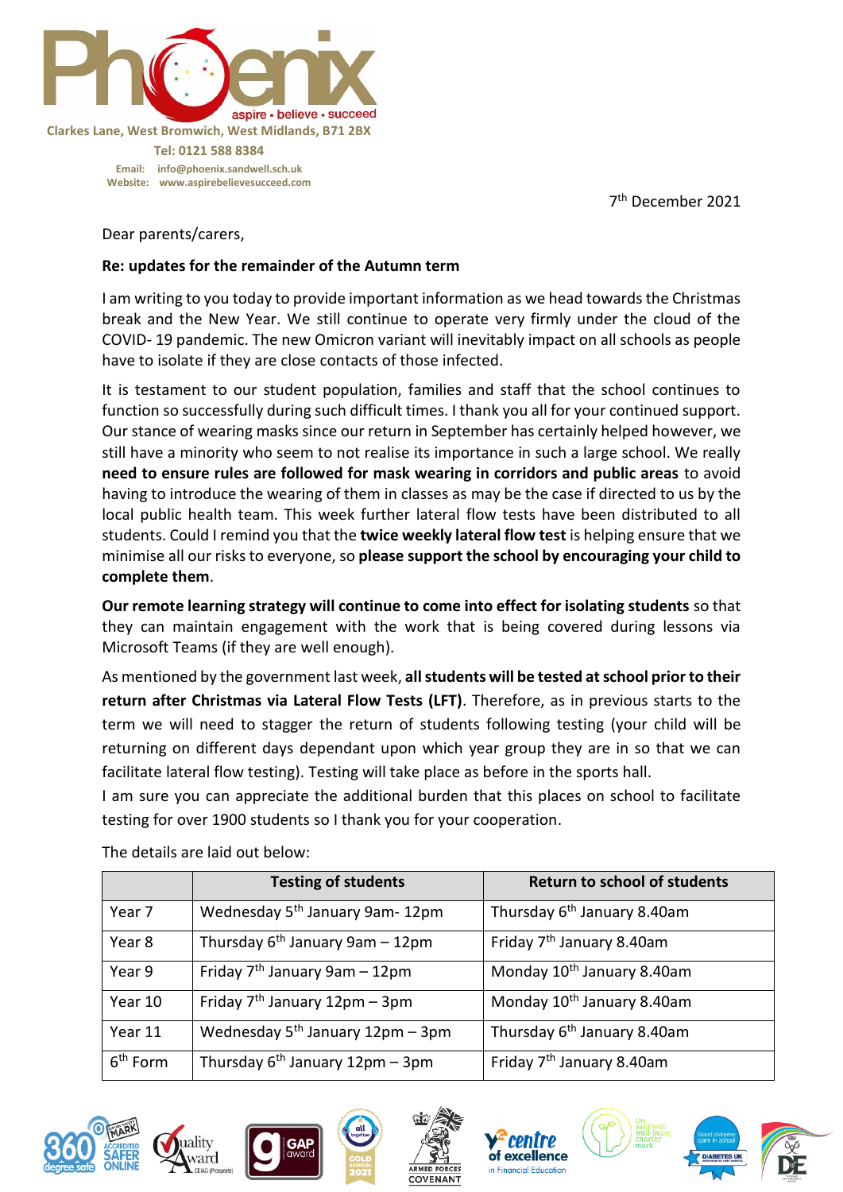Phoenix

aspire • believe • succeed

Clarkes Lane, West Bromwich, West Midlands, B71 2BX

Tel: 0121 588 8384

Email: info@phoenix.sandwell.sch.uk
Website: www.aspirebelievesucceed.com

7th December 2021

Dear parents/carers,

**Re: updates for the remainder of the Autumn term**

I am writing to you today to provide important information as we head towards the Christmas break and the New Year. We still continue to operate very firmly under the cloud of the COVID- 19 pandemic. The new Omicron variant will inevitably impact on all schools as people have to isolate if they are close contacts of those infected.

It is testament to our student population, families and staff that the school continues to function so successfully during such difficult times. I thank you all for your continued support. Our stance of wearing masks since our return in September has certainly helped however, we still have a minority who seem to not realise its importance in such a large school. We really **need to ensure rules are followed for mask wearing in corridors and public areas** to avoid having to introduce the wearing of them in classes as may be the case if directed to us by the local public health team. This week further lateral flow tests have been distributed to all students. Could I remind you that the **twice weekly lateral flow test** is helping ensure that we minimise all our risks to everyone, so **please support the school by encouraging your child to complete them**.

**Our remote learning strategy will continue to come into effect for isolating students** so that they can maintain engagement with the work that is being covered during lessons via Microsoft Teams (if they are well enough).

As mentioned by the government last week, **all students will be tested at school prior to their return after Christmas via Lateral Flow Tests (LFT)**. Therefore, as in previous starts to the term we will need to stagger the return of students following testing (your child will be returning on different days dependant upon which year group they are in so that we can facilitate lateral flow testing). Testing will take place as before in the sports hall.
I am sure you can appreciate the additional burden that this places on school to facilitate testing for over 1900 students so I thank you for your cooperation.

The details are laid out below:

| | Testing of students | Return to school of students |
|---|---|---|
| Year 7 | Wednesday 5th January 9am- 12pm | Thursday 6th January 8.40am |
| Year 8 | Thursday 6th January 9am – 12pm | Friday 7th January 8.40am |
| Year 9 | Friday 7th January 9am – 12pm | Monday 10th January 8.40am |
| Year 10 | Friday 7th January 12pm – 3pm | Monday 10th January 8.40am |
| Year 11 | Wednesday 5th January 12pm – 3pm | Thursday 6th January 8.40am |
| 6th Form | Thursday 6th January 12pm – 3pm | Friday 7th January 8.40am |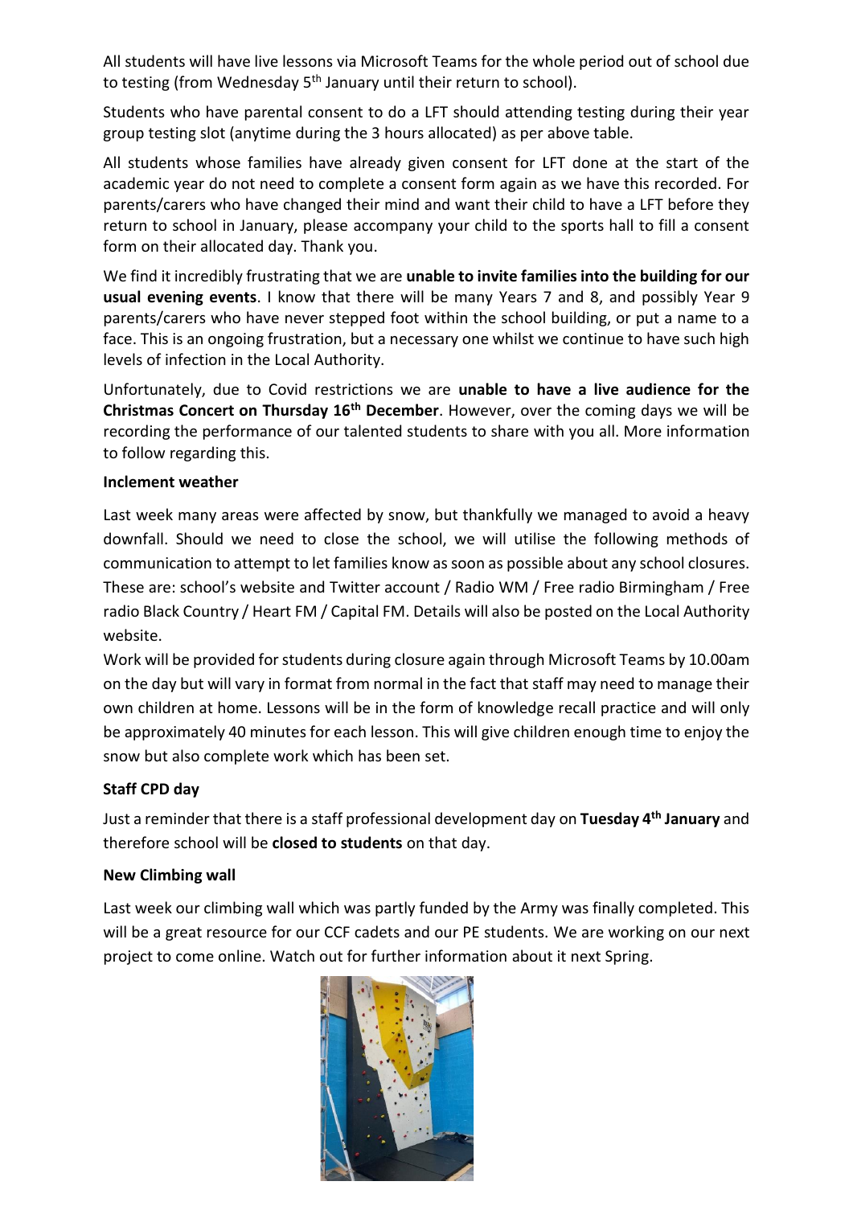All students will have live lessons via Microsoft Teams for the whole period out of school due to testing (from Wednesday 5th January until their return to school).

Students who have parental consent to do a LFT should attending testing during their year group testing slot (anytime during the 3 hours allocated) as per above table.

All students whose families have already given consent for LFT done at the start of the academic year do not need to complete a consent form again as we have this recorded. For parents/carers who have changed their mind and want their child to have a LFT before they return to school in January, please accompany your child to the sports hall to fill a consent form on their allocated day. Thank you.

We find it incredibly frustrating that we are **unable to invite families into the building for our usual evening events**. I know that there will be many Years 7 and 8, and possibly Year 9 parents/carers who have never stepped foot within the school building, or put a name to a face. This is an ongoing frustration, but a necessary one whilst we continue to have such high levels of infection in the Local Authority.

Unfortunately, due to Covid restrictions we are **unable to have a live audience for the Christmas Concert on Thursday 16th December**. However, over the coming days we will be recording the performance of our talented students to share with you all. More information to follow regarding this.

**Inclement weather**

Last week many areas were affected by snow, but thankfully we managed to avoid a heavy downfall. Should we need to close the school, we will utilise the following methods of communication to attempt to let families know as soon as possible about any school closures. These are: school's website and Twitter account / Radio WM / Free radio Birmingham / Free radio Black Country / Heart FM / Capital FM. Details will also be posted on the Local Authority website.

Work will be provided for students during closure again through Microsoft Teams by 10.00am on the day but will vary in format from normal in the fact that staff may need to manage their own children at home. Lessons will be in the form of knowledge recall practice and will only be approximately 40 minutes for each lesson. This will give children enough time to enjoy the snow but also complete work which has been set.

**Staff CPD day**

Just a reminder that there is a staff professional development day on **Tuesday 4th January** and therefore school will be **closed to students** on that day.

**New Climbing wall**

Last week our climbing wall which was partly funded by the Army was finally completed. This will be a great resource for our CCF cadets and our PE students. We are working on our next project to come online. Watch out for further information about it next Spring.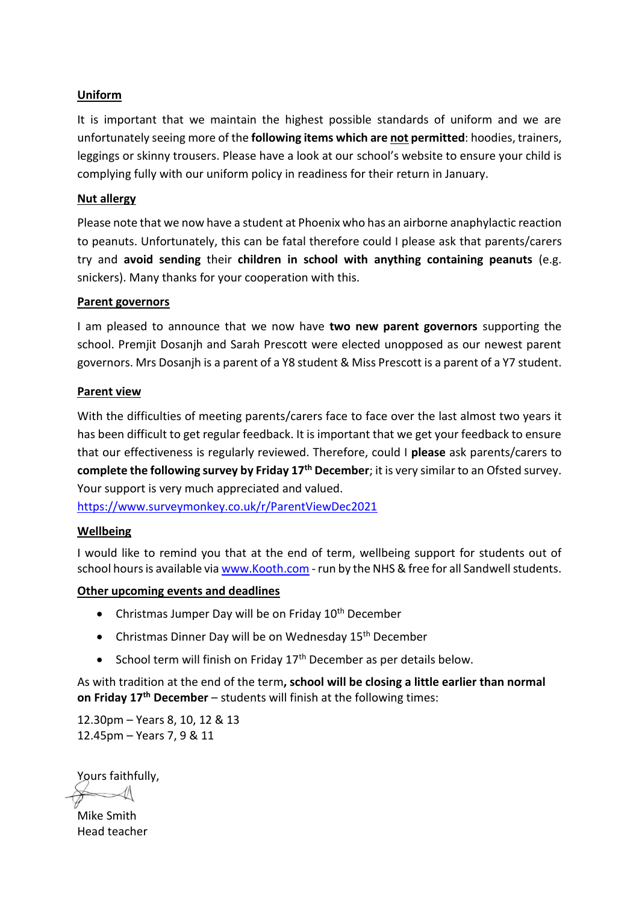**Uniform**

It is important that we maintain the highest possible standards of uniform and we are unfortunately seeing more of the **following items which are not permitted**: hoodies, trainers, leggings or skinny trousers. Please have a look at our school's website to ensure your child is complying fully with our uniform policy in readiness for their return in January.

**Nut allergy**

Please note that we now have a student at Phoenix who has an airborne anaphylactic reaction to peanuts. Unfortunately, this can be fatal therefore could I please ask that parents/carers try and **avoid sending** their **children in school with anything containing peanuts** (e.g. snickers). Many thanks for your cooperation with this.

**Parent governors**

I am pleased to announce that we now have **two new parent governors** supporting the school. Premjit Dosanjh and Sarah Prescott were elected unopposed as our newest parent governors. Mrs Dosanjh is a parent of a Y8 student & Miss Prescott is a parent of a Y7 student.

**Parent view**

With the difficulties of meeting parents/carers face to face over the last almost two years it has been difficult to get regular feedback. It is important that we get your feedback to ensure that our effectiveness is regularly reviewed. Therefore, could I **please** ask parents/carers to **complete the following survey by Friday 17th December**; it is very similar to an Ofsted survey. Your support is very much appreciated and valued.
https://www.surveymonkey.co.uk/r/ParentViewDec2021

**Wellbeing**

I would like to remind you that at the end of term, wellbeing support for students out of school hours is available via www.Kooth.com - run by the NHS & free for all Sandwell students.

**Other upcoming events and deadlines**

- Christmas Jumper Day will be on Friday 10th December
- Christmas Dinner Day will be on Wednesday 15th December
- School term will finish on Friday 17th December as per details below.

As with tradition at the end of the term**, school will be closing a little earlier than normal on Friday 17th December** – students will finish at the following times:

12.30pm – Years 8, 10, 12 & 13
12.45pm – Years 7, 9 & 11

Yours faithfully,

Mike Smith
Head teacher